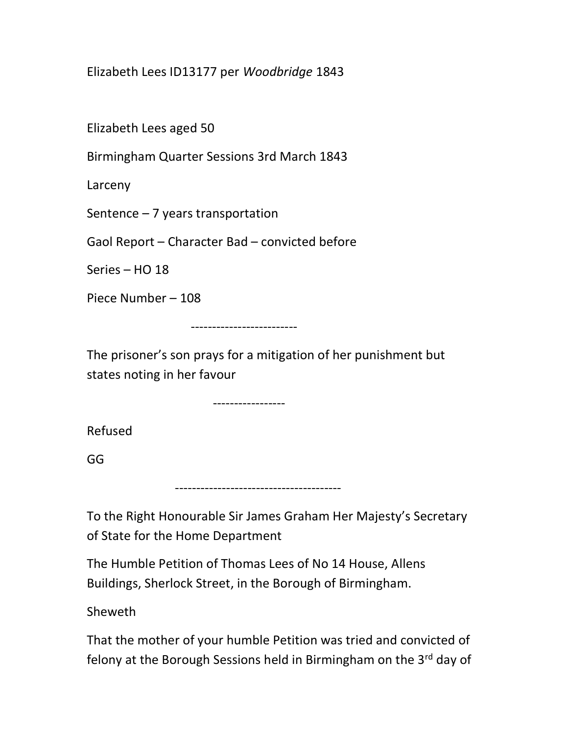Elizabeth Lees ID13177 per *Woodbridge* 1843

Elizabeth Lees aged 50

Birmingham Quarter Sessions 3rd March 1843

Larceny

Sentence – 7 years transportation

Gaol Report – Character Bad – convicted before

Series – HO 18

Piece Number – 108

-------------------------

The prisoner's son prays for a mitigation of her punishment but states noting in her favour

-----------------

Refused

GG

--------------------------------------

To the Right Honourable Sir James Graham Her Majesty's Secretary of State for the Home Department

The Humble Petition of Thomas Lees of No 14 House, Allens Buildings, Sherlock Street, in the Borough of Birmingham.

Sheweth

That the mother of your humble Petition was tried and convicted of felony at the Borough Sessions held in Birmingham on the 3rd day of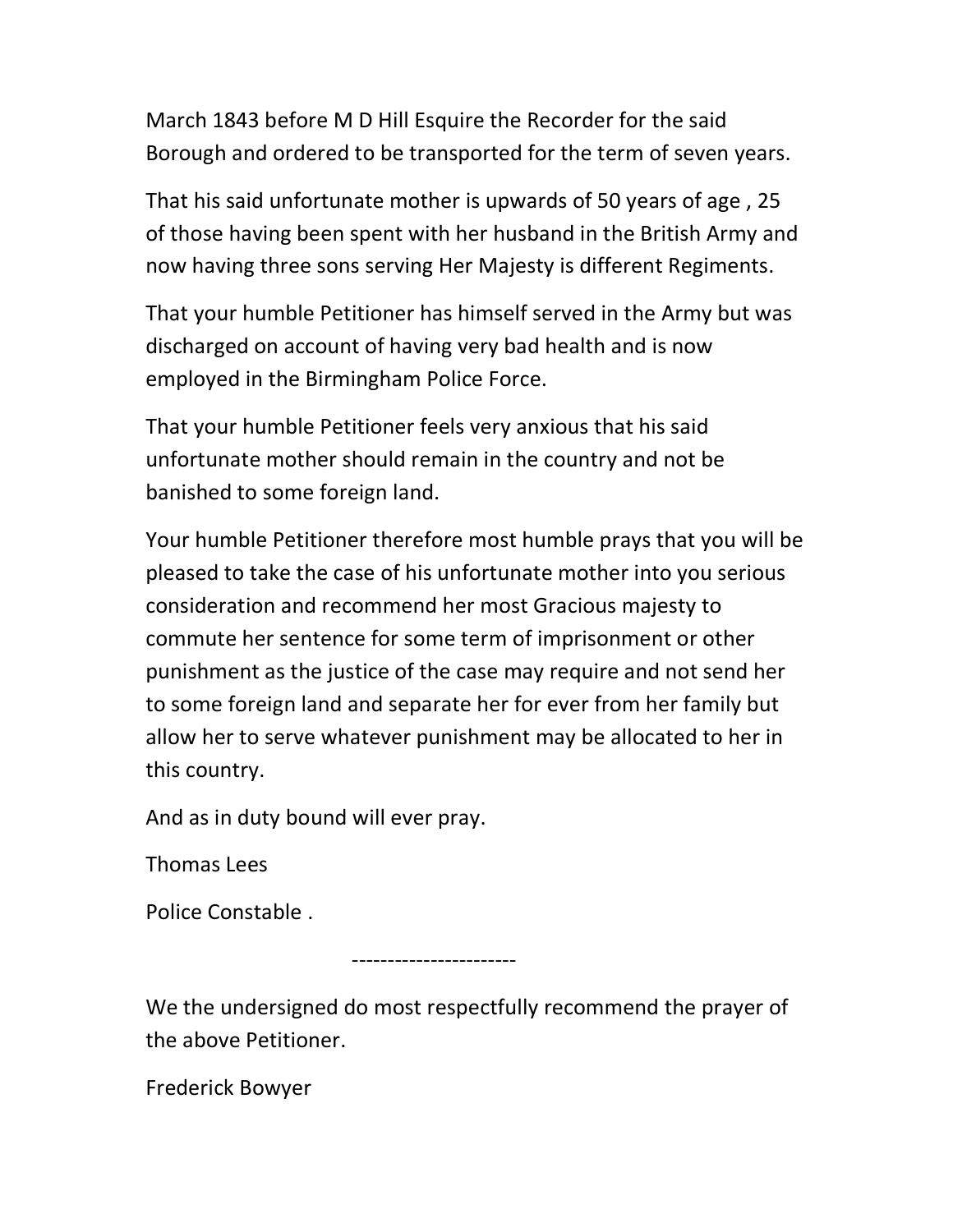March 1843 before M D Hill Esquire the Recorder for the said Borough and ordered to be transported for the term of seven years.

That his said unfortunate mother is upwards of 50 years of age , 25 of those having been spent with her husband in the British Army and now having three sons serving Her Majesty is different Regiments.

That your humble Petitioner has himself served in the Army but was discharged on account of having very bad health and is now employed in the Birmingham Police Force.

That your humble Petitioner feels very anxious that his said unfortunate mother should remain in the country and not be banished to some foreign land.

Your humble Petitioner therefore most humble prays that you will be pleased to take the case of his unfortunate mother into you serious consideration and recommend her most Gracious majesty to commute her sentence for some term of imprisonment or other punishment as the justice of the case may require and not send her to some foreign land and separate her for ever from her family but allow her to serve whatever punishment may be allocated to her in this country.

And as in duty bound will ever pray.

Thomas Lees

Police Constable .

-----------------------

We the undersigned do most respectfully recommend the prayer of the above Petitioner.

Frederick Bowyer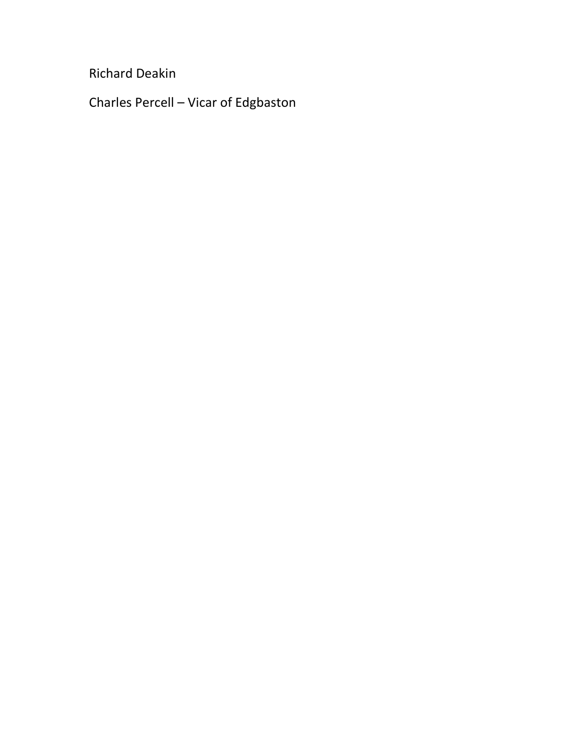Richard Deakin

Charles Percell – Vicar of Edgbaston